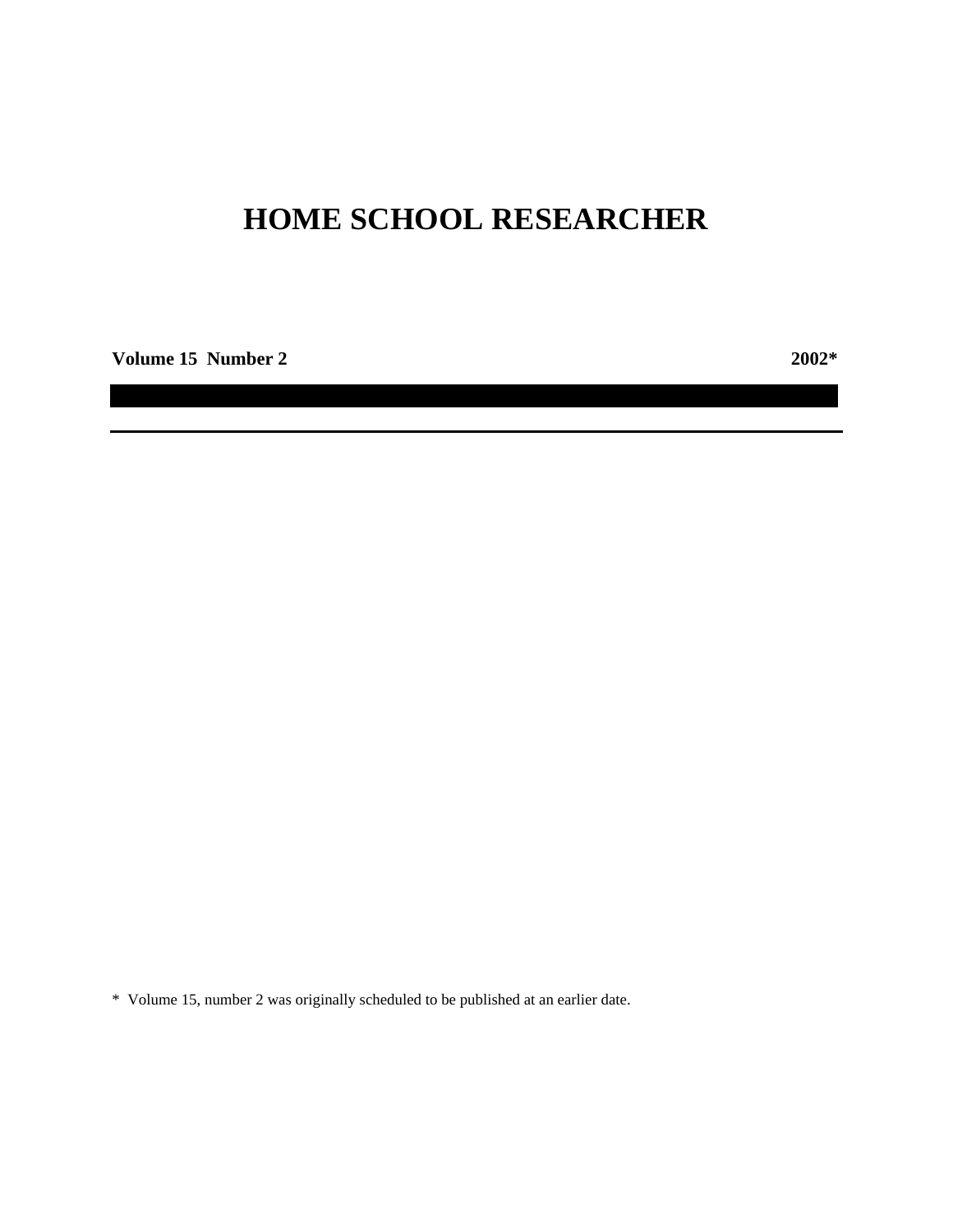# HOME SCHOOL RESEARCHER

**Volume 15 Number 2** **2002***

---

* Volume 15, number 2 was originally scheduled to be published at an earlier date.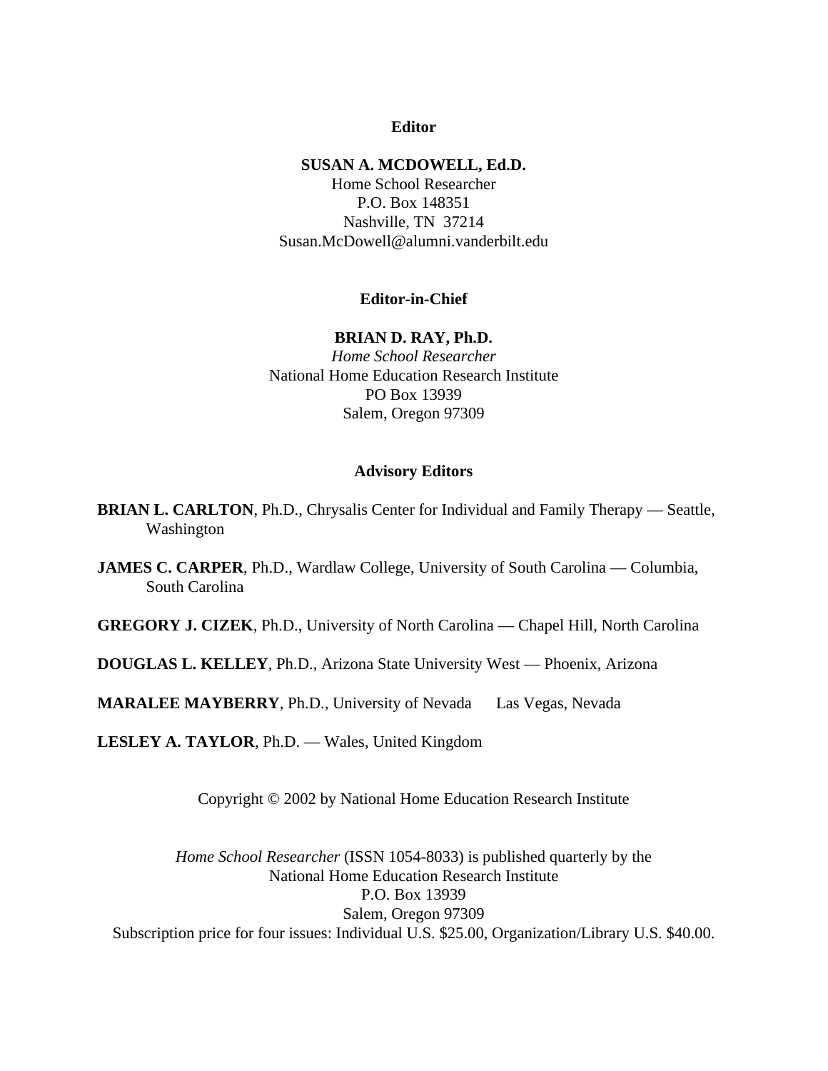**Editor**

**SUSAN A. MCDOWELL, Ed.D.**
Home School Researcher
P.O. Box 148351
Nashville, TN 37214
Susan.McDowell@alumni.vanderbilt.edu

**Editor-in-Chief**

**BRIAN D. RAY, Ph.D.**
*Home School Researcher*
National Home Education Research Institute
PO Box 13939
Salem, Oregon 97309

**Advisory Editors**

**BRIAN L. CARLTON**, Ph.D., Chrysalis Center for Individual and Family Therapy — Seattle, Washington

**JAMES C. CARPER**, Ph.D., Wardlaw College, University of South Carolina — Columbia, South Carolina

**GREGORY J. CIZEK**, Ph.D., University of North Carolina — Chapel Hill, North Carolina

**DOUGLAS L. KELLEY**, Ph.D., Arizona State University West — Phoenix, Arizona

**MARALEE MAYBERRY**, Ph.D., University of Nevada Las Vegas, Nevada

**LESLEY A. TAYLOR**, Ph.D. — Wales, United Kingdom

Copyright © 2002 by National Home Education Research Institute

*Home School Researcher* (ISSN 1054-8033) is published quarterly by the
National Home Education Research Institute
P.O. Box 13939
Salem, Oregon 97309
Subscription price for four issues: Individual U.S. $25.00, Organization/Library U.S. $40.00.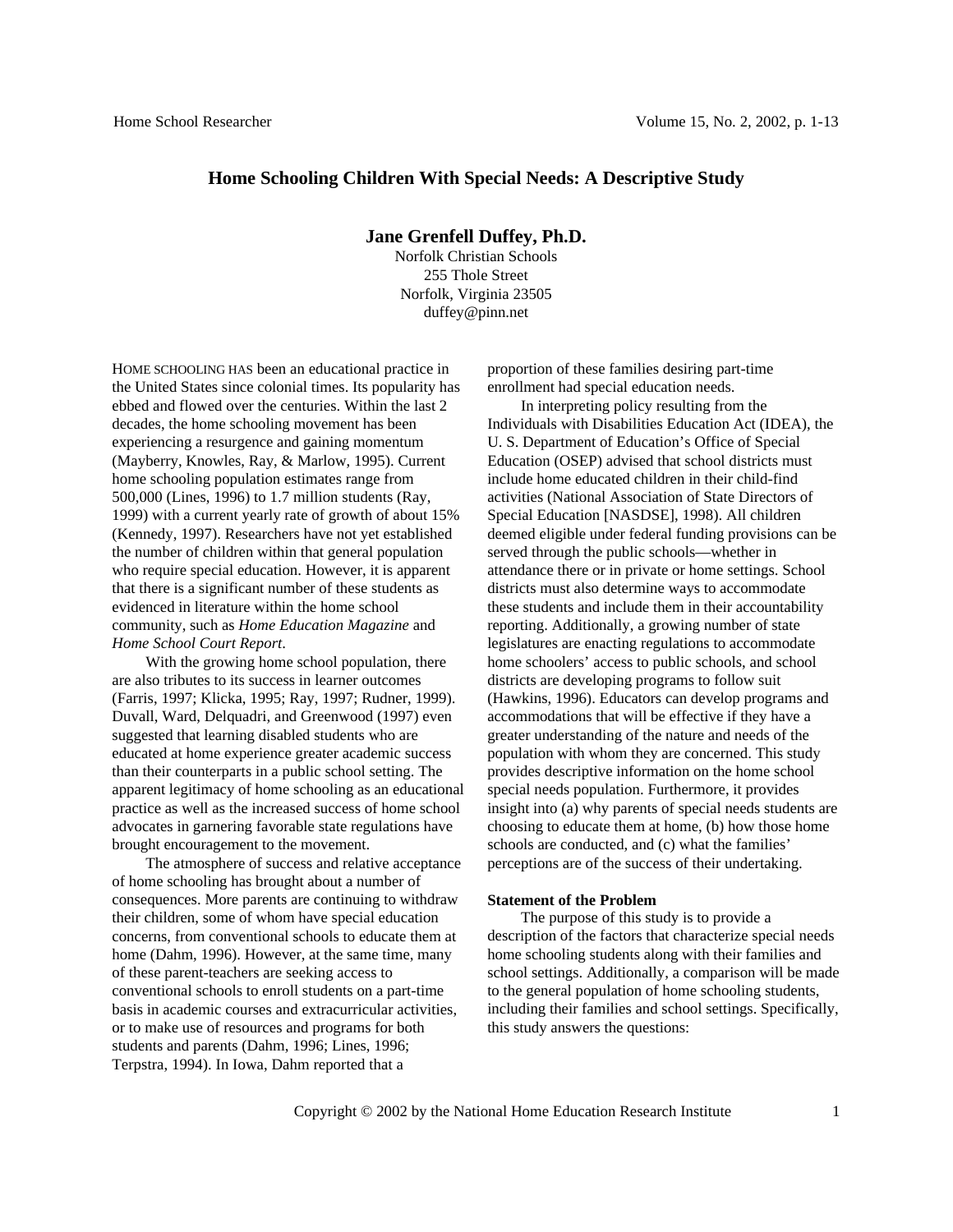# Home Schooling Children With Special Needs: A Descriptive Study

**Jane Grenfell Duffey, Ph.D.**
Norfolk Christian Schools
255 Thole Street
Norfolk, Virginia 23505
duffey@pinn.net

HOME SCHOOLING HAS been an educational practice in the United States since colonial times. Its popularity has ebbed and flowed over the centuries. Within the last 2 decades, the home schooling movement has been experiencing a resurgence and gaining momentum (Mayberry, Knowles, Ray, & Marlow, 1995). Current home schooling population estimates range from 500,000 (Lines, 1996) to 1.7 million students (Ray, 1999) with a current yearly rate of growth of about 15% (Kennedy, 1997). Researchers have not yet established the number of children within that general population who require special education. However, it is apparent that there is a significant number of these students as evidenced in literature within the home school community, such as *Home Education Magazine* and *Home School Court Report*.

With the growing home school population, there are also tributes to its success in learner outcomes (Farris, 1997; Klicka, 1995; Ray, 1997; Rudner, 1999). Duvall, Ward, Delquadri, and Greenwood (1997) even suggested that learning disabled students who are educated at home experience greater academic success than their counterparts in a public school setting. The apparent legitimacy of home schooling as an educational practice as well as the increased success of home school advocates in garnering favorable state regulations have brought encouragement to the movement.

The atmosphere of success and relative acceptance of home schooling has brought about a number of consequences. More parents are continuing to withdraw their children, some of whom have special education concerns, from conventional schools to educate them at home (Dahm, 1996). However, at the same time, many of these parent-teachers are seeking access to conventional schools to enroll students on a part-time basis in academic courses and extracurricular activities, or to make use of resources and programs for both students and parents (Dahm, 1996; Lines, 1996; Terpstra, 1994). In Iowa, Dahm reported that a proportion of these families desiring part-time enrollment had special education needs.

In interpreting policy resulting from the Individuals with Disabilities Education Act (IDEA), the U. S. Department of Education's Office of Special Education (OSEP) advised that school districts must include home educated children in their child-find activities (National Association of State Directors of Special Education [NASDSE], 1998). All children deemed eligible under federal funding provisions can be served through the public schools—whether in attendance there or in private or home settings. School districts must also determine ways to accommodate these students and include them in their accountability reporting. Additionally, a growing number of state legislatures are enacting regulations to accommodate home schoolers' access to public schools, and school districts are developing programs to follow suit (Hawkins, 1996). Educators can develop programs and accommodations that will be effective if they have a greater understanding of the nature and needs of the population with whom they are concerned. This study provides descriptive information on the home school special needs population. Furthermore, it provides insight into (a) why parents of special needs students are choosing to educate them at home, (b) how those home schools are conducted, and (c) what the families' perceptions are of the success of their undertaking.

**Statement of the Problem**

The purpose of this study is to provide a description of the factors that characterize special needs home schooling students along with their families and school settings. Additionally, a comparison will be made to the general population of home schooling students, including their families and school settings. Specifically, this study answers the questions: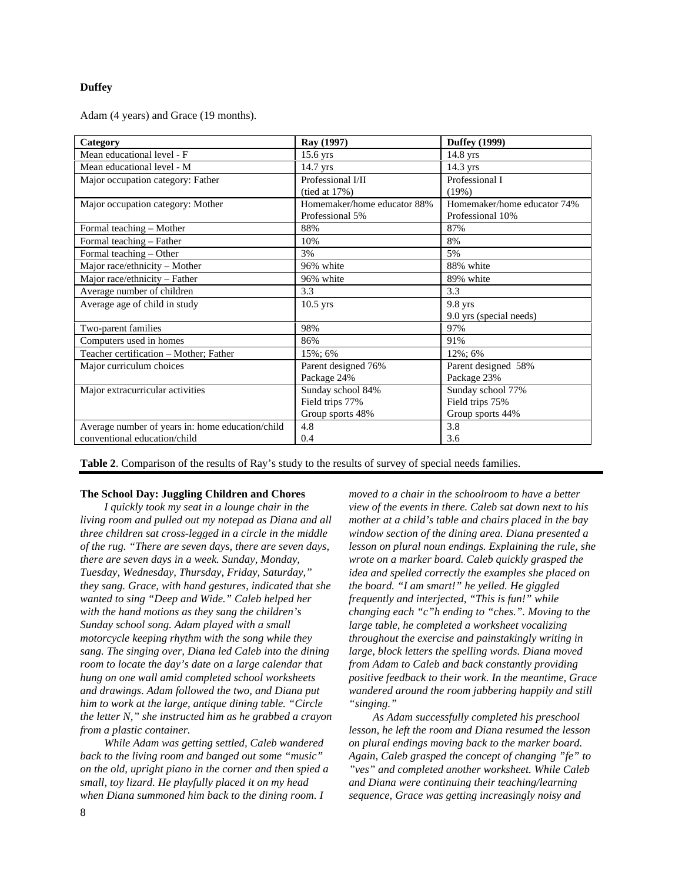**Duffey**

Adam (4 years) and Grace (19 months).

| Category | Ray (1997) | Duffey (1999) |
|---|---|---|
| Mean educational level - F | 15.6 yrs | 14.8 yrs |
| Mean educational level - M | 14.7 yrs | 14.3 yrs |
| Major occupation category: Father | Professional I/II (tied at 17%) | Professional I (19%) |
| Major occupation category: Mother | Homemaker/home educator 88% Professional 5% | Homemaker/home educator 74% Professional 10% |
| Formal teaching – Mother | 88% | 87% |
| Formal teaching – Father | 10% | 8% |
| Formal teaching – Other | 3% | 5% |
| Major race/ethnicity – Mother | 96% white | 88% white |
| Major race/ethnicity – Father | 96% white | 89% white |
| Average number of children | 3.3 | 3.3 |
| Average age of child in study | 10.5 yrs | 9.8 yrs 9.0 yrs (special needs) |
| Two-parent families | 98% | 97% |
| Computers used in homes | 86% | 91% |
| Teacher certification – Mother; Father | 15%; 6% | 12%; 6% |
| Major curriculum choices | Parent designed 76% Package 24% | Parent designed 58% Package 23% |
| Major extracurricular activities | Sunday school 84% Field trips 77% Group sports 48% | Sunday school 77% Field trips 75% Group sports 44% |
| Average number of years in: home education/child conventional education/child | 4.8 0.4 | 3.8 3.6 |

**Table 2**. Comparison of the results of Ray's study to the results of survey of special needs families.

**The School Day: Juggling Children and Chores**

*I quickly took my seat in a lounge chair in the living room and pulled out my notepad as Diana and all three children sat cross-legged in a circle in the middle of the rug. "There are seven days, there are seven days, there are seven days in a week. Sunday, Monday, Tuesday, Wednesday, Thursday, Friday, Saturday," they sang. Grace, with hand gestures, indicated that she wanted to sing "Deep and Wide." Caleb helped her with the hand motions as they sang the children's Sunday school song. Adam played with a small motorcycle keeping rhythm with the song while they sang. The singing over, Diana led Caleb into the dining room to locate the day's date on a large calendar that hung on one wall amid completed school worksheets and drawings. Adam followed the two, and Diana put him to work at the large, antique dining table. "Circle the letter N," she instructed him as he grabbed a crayon from a plastic container.*

*While Adam was getting settled, Caleb wandered back to the living room and banged out some "music" on the old, upright piano in the corner and then spied a small, toy lizard. He playfully placed it on my head when Diana summoned him back to the dining room. I moved to a chair in the schoolroom to have a better view of the events in there. Caleb sat down next to his mother at a child's table and chairs placed in the bay window section of the dining area. Diana presented a lesson on plural noun endings. Explaining the rule, she wrote on a marker board. Caleb quickly grasped the idea and spelled correctly the examples she placed on the board. "I am smart!" he yelled. He giggled frequently and interjected, "This is fun!" while changing each "c"h ending to "ches.". Moving to the large table, he completed a worksheet vocalizing throughout the exercise and painstakingly writing in large, block letters the spelling words. Diana moved from Adam to Caleb and back constantly providing positive feedback to their work. In the meantime, Grace wandered around the room jabbering happily and still "singing."*

*As Adam successfully completed his preschool lesson, he left the room and Diana resumed the lesson on plural endings moving back to the marker board. Again, Caleb grasped the concept of changing "fe" to "ves" and completed another worksheet. While Caleb and Diana were continuing their teaching/learning sequence, Grace was getting increasingly noisy and*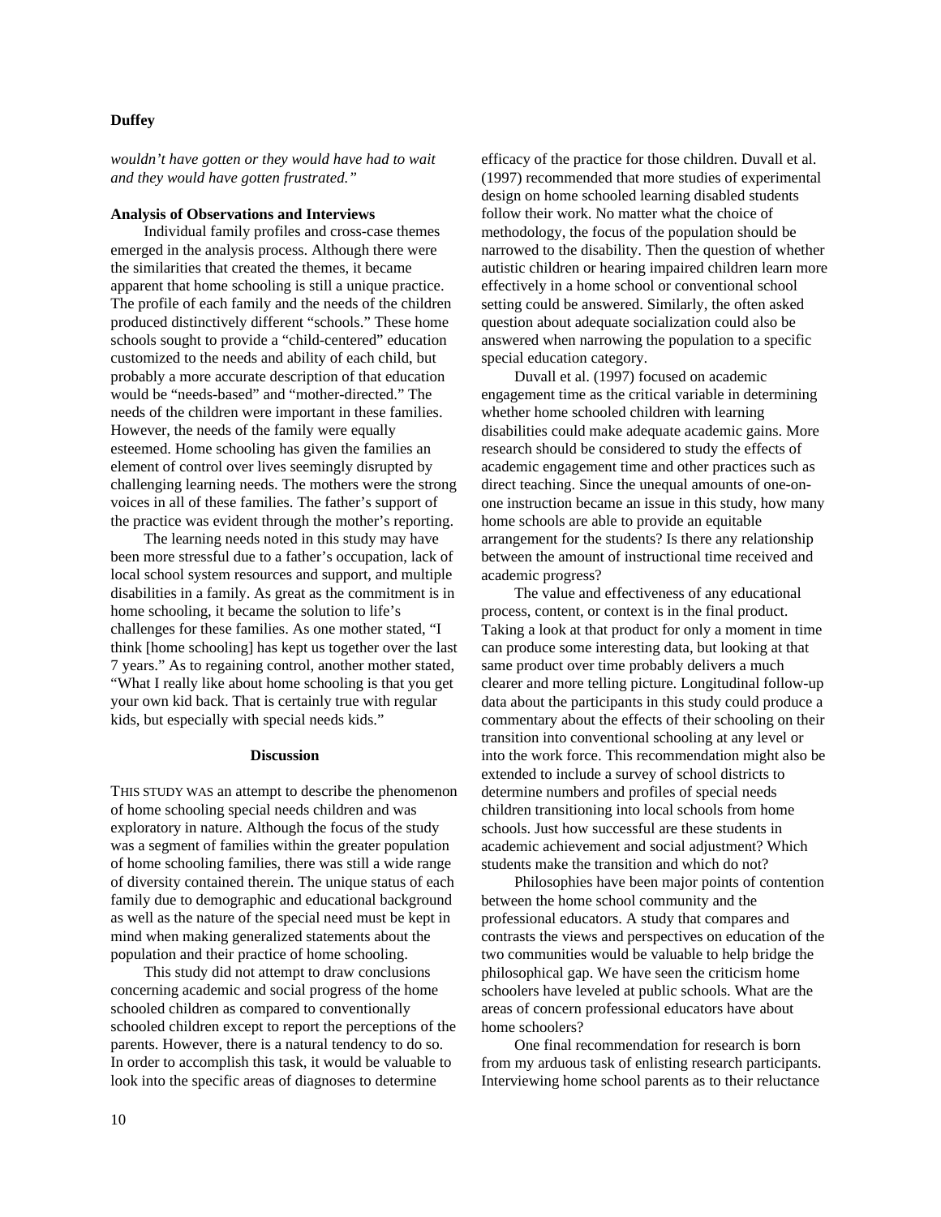*wouldn't have gotten or they would have had to wait and they would have gotten frustrated."*

**Analysis of Observations and Interviews**

Individual family profiles and cross-case themes emerged in the analysis process. Although there were the similarities that created the themes, it became apparent that home schooling is still a unique practice. The profile of each family and the needs of the children produced distinctively different "schools." These home schools sought to provide a "child-centered" education customized to the needs and ability of each child, but probably a more accurate description of that education would be "needs-based" and "mother-directed." The needs of the children were important in these families. However, the needs of the family were equally esteemed. Home schooling has given the families an element of control over lives seemingly disrupted by challenging learning needs. The mothers were the strong voices in all of these families. The father's support of the practice was evident through the mother's reporting.

The learning needs noted in this study may have been more stressful due to a father's occupation, lack of local school system resources and support, and multiple disabilities in a family. As great as the commitment is in home schooling, it became the solution to life's challenges for these families. As one mother stated, "I think [home schooling] has kept us together over the last 7 years." As to regaining control, another mother stated, "What I really like about home schooling is that you get your own kid back. That is certainly true with regular kids, but especially with special needs kids."

## Discussion

THIS STUDY WAS an attempt to describe the phenomenon of home schooling special needs children and was exploratory in nature. Although the focus of the study was a segment of families within the greater population of home schooling families, there was still a wide range of diversity contained therein. The unique status of each family due to demographic and educational background as well as the nature of the special need must be kept in mind when making generalized statements about the population and their practice of home schooling.

This study did not attempt to draw conclusions concerning academic and social progress of the home schooled children as compared to conventionally schooled children except to report the perceptions of the parents. However, there is a natural tendency to do so. In order to accomplish this task, it would be valuable to look into the specific areas of diagnoses to determine efficacy of the practice for those children. Duvall et al. (1997) recommended that more studies of experimental design on home schooled learning disabled students follow their work. No matter what the choice of methodology, the focus of the population should be narrowed to the disability. Then the question of whether autistic children or hearing impaired children learn more effectively in a home school or conventional school setting could be answered. Similarly, the often asked question about adequate socialization could also be answered when narrowing the population to a specific special education category.

Duvall et al. (1997) focused on academic engagement time as the critical variable in determining whether home schooled children with learning disabilities could make adequate academic gains. More research should be considered to study the effects of academic engagement time and other practices such as direct teaching. Since the unequal amounts of one-on-one instruction became an issue in this study, how many home schools are able to provide an equitable arrangement for the students? Is there any relationship between the amount of instructional time received and academic progress?

The value and effectiveness of any educational process, content, or context is in the final product. Taking a look at that product for only a moment in time can produce some interesting data, but looking at that same product over time probably delivers a much clearer and more telling picture. Longitudinal follow-up data about the participants in this study could produce a commentary about the effects of their schooling on their transition into conventional schooling at any level or into the work force. This recommendation might also be extended to include a survey of school districts to determine numbers and profiles of special needs children transitioning into local schools from home schools. Just how successful are these students in academic achievement and social adjustment? Which students make the transition and which do not?

Philosophies have been major points of contention between the home school community and the professional educators. A study that compares and contrasts the views and perspectives on education of the two communities would be valuable to help bridge the philosophical gap. We have seen the criticism home schoolers have leveled at public schools. What are the areas of concern professional educators have about home schoolers?

One final recommendation for research is born from my arduous task of enlisting research participants. Interviewing home school parents as to their reluctance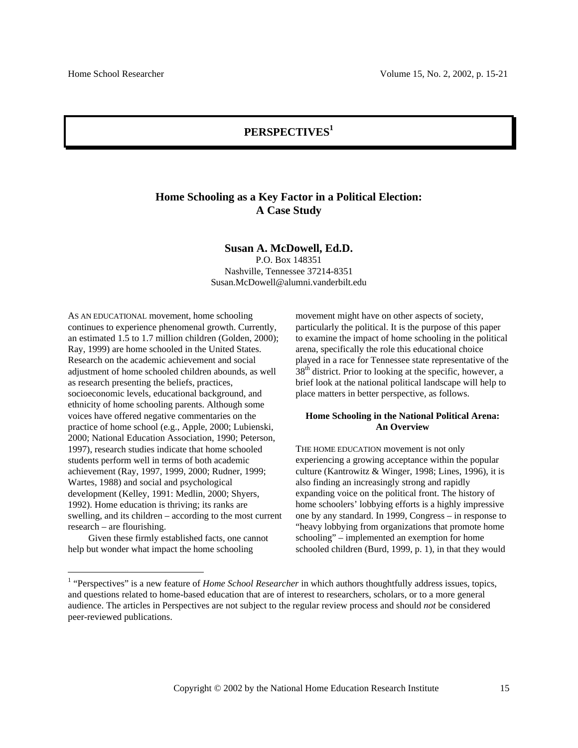## PERSPECTIVES[1]

### Home Schooling as a Key Factor in a Political Election: A Case Study

**Susan A. McDowell, Ed.D.**
P.O. Box 148351
Nashville, Tennessee 37214-8351
Susan.McDowell@alumni.vanderbilt.edu

AS AN EDUCATIONAL movement, home schooling continues to experience phenomenal growth. Currently, an estimated 1.5 to 1.7 million children (Golden, 2000); Ray, 1999) are home schooled in the United States. Research on the academic achievement and social adjustment of home schooled children abounds, as well as research presenting the beliefs, practices, socioeconomic levels, educational background, and ethnicity of home schooling parents. Although some voices have offered negative commentaries on the practice of home school (e.g., Apple, 2000; Lubienski, 2000; National Education Association, 1990; Peterson, 1997), research studies indicate that home schooled students perform well in terms of both academic achievement (Ray, 1997, 1999, 2000; Rudner, 1999; Wartes, 1988) and social and psychological development (Kelley, 1991: Medlin, 2000; Shyers, 1992). Home education is thriving; its ranks are swelling, and its children – according to the most current research – are flourishing.

Given these firmly established facts, one cannot help but wonder what impact the home schooling movement might have on other aspects of society, particularly the political. It is the purpose of this paper to examine the impact of home schooling in the political arena, specifically the role this educational choice played in a race for Tennessee state representative of the 38th district. Prior to looking at the specific, however, a brief look at the national political landscape will help to place matters in better perspective, as follows.

#### Home Schooling in the National Political Arena: An Overview

THE HOME EDUCATION movement is not only experiencing a growing acceptance within the popular culture (Kantrowitz & Winger, 1998; Lines, 1996), it is also finding an increasingly strong and rapidly expanding voice on the political front. The history of home schoolers' lobbying efforts is a highly impressive one by any standard. In 1999, Congress – in response to "heavy lobbying from organizations that promote home schooling" – implemented an exemption for home schooled children (Burd, 1999, p. 1), in that they would

---

[1] "Perspectives" is a new feature of *Home School Researcher* in which authors thoughtfully address issues, topics, and questions related to home-based education that are of interest to researchers, scholars, or to a more general audience. The articles in Perspectives are not subject to the regular review process and should *not* be considered peer-reviewed publications.

Copyright © 2002 by the National Home Education Research Institute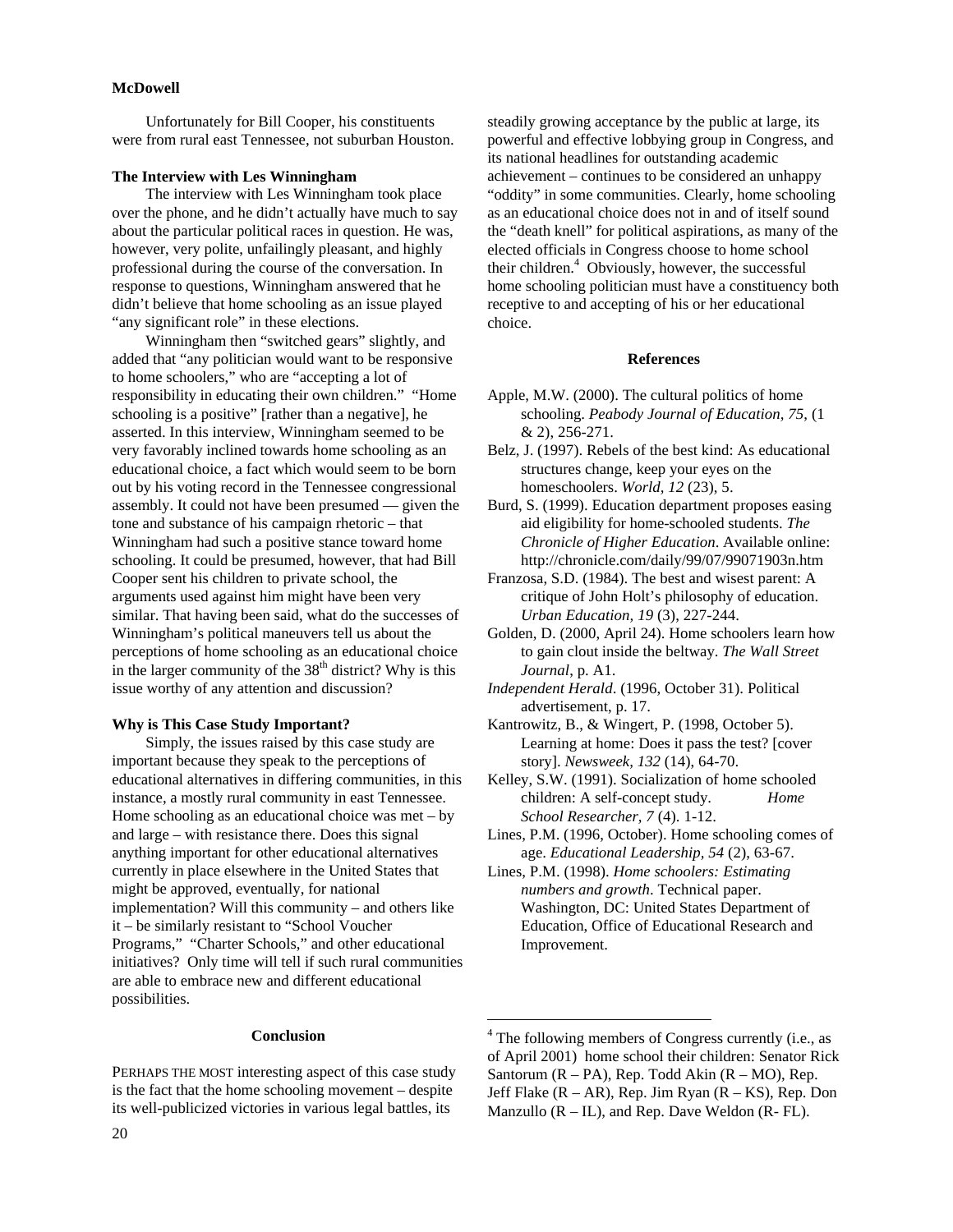Unfortunately for Bill Cooper, his constituents were from rural east Tennessee, not suburban Houston.

### The Interview with Les Winningham

The interview with Les Winningham took place over the phone, and he didn't actually have much to say about the particular political races in question. He was, however, very polite, unfailingly pleasant, and highly professional during the course of the conversation. In response to questions, Winningham answered that he didn't believe that home schooling as an issue played "any significant role" in these elections.

Winningham then "switched gears" slightly, and added that "any politician would want to be responsive to home schoolers," who are "accepting a lot of responsibility in educating their own children." "Home schooling is a positive" [rather than a negative], he asserted. In this interview, Winningham seemed to be very favorably inclined towards home schooling as an educational choice, a fact which would seem to be born out by his voting record in the Tennessee congressional assembly. It could not have been presumed — given the tone and substance of his campaign rhetoric – that Winningham had such a positive stance toward home schooling. It could be presumed, however, that had Bill Cooper sent his children to private school, the arguments used against him might have been very similar. That having been said, what do the successes of Winningham's political maneuvers tell us about the perceptions of home schooling as an educational choice in the larger community of the 38th district? Why is this issue worthy of any attention and discussion?

### Why is This Case Study Important?

Simply, the issues raised by this case study are important because they speak to the perceptions of educational alternatives in differing communities, in this instance, a mostly rural community in east Tennessee. Home schooling as an educational choice was met – by and large – with resistance there. Does this signal anything important for other educational alternatives currently in place elsewhere in the United States that might be approved, eventually, for national implementation? Will this community – and others like it – be similarly resistant to "School Voucher Programs," "Charter Schools," and other educational initiatives? Only time will tell if such rural communities are able to embrace new and different educational possibilities.

### Conclusion

PERHAPS THE MOST interesting aspect of this case study is the fact that the home schooling movement – despite its well-publicized victories in various legal battles, its steadily growing acceptance by the public at large, its powerful and effective lobbying group in Congress, and its national headlines for outstanding academic achievement – continues to be considered an unhappy "oddity" in some communities. Clearly, home schooling as an educational choice does not in and of itself sound the "death knell" for political aspirations, as many of the elected officials in Congress choose to home school their children.[4] Obviously, however, the successful home schooling politician must have a constituency both receptive to and accepting of his or her educational choice.

### References

Apple, M.W. (2000). The cultural politics of home schooling. *Peabody Journal of Education, 75*, (1 & 2), 256-271.

Belz, J. (1997). Rebels of the best kind: As educational structures change, keep your eyes on the homeschoolers. *World, 12* (23), 5.

Burd, S. (1999). Education department proposes easing aid eligibility for home-schooled students. *The Chronicle of Higher Education*. Available online: http://chronicle.com/daily/99/07/99071903n.htm

Franzosa, S.D. (1984). The best and wisest parent: A critique of John Holt's philosophy of education. *Urban Education, 19* (3), 227-244.

Golden, D. (2000, April 24). Home schoolers learn how to gain clout inside the beltway. *The Wall Street Journal*, p. A1.

*Independent Herald*. (1996, October 31). Political advertisement, p. 17.

Kantrowitz, B., & Wingert, P. (1998, October 5). Learning at home: Does it pass the test? [cover story]. *Newsweek, 132* (14), 64-70.

Kelley, S.W. (1991). Socialization of home schooled children: A self-concept study. *Home School Researcher, 7* (4). 1-12.

Lines, P.M. (1996, October). Home schooling comes of age. *Educational Leadership, 54* (2), 63-67.

Lines, P.M. (1998). *Home schoolers: Estimating numbers and growth*. Technical paper. Washington, DC: United States Department of Education, Office of Educational Research and Improvement.

---

[4] The following members of Congress currently (i.e., as of April 2001) home school their children: Senator Rick Santorum (R – PA), Rep. Todd Akin (R – MO), Rep. Jeff Flake (R – AR), Rep. Jim Ryan (R – KS), Rep. Don Manzullo (R – IL), and Rep. Dave Weldon (R- FL).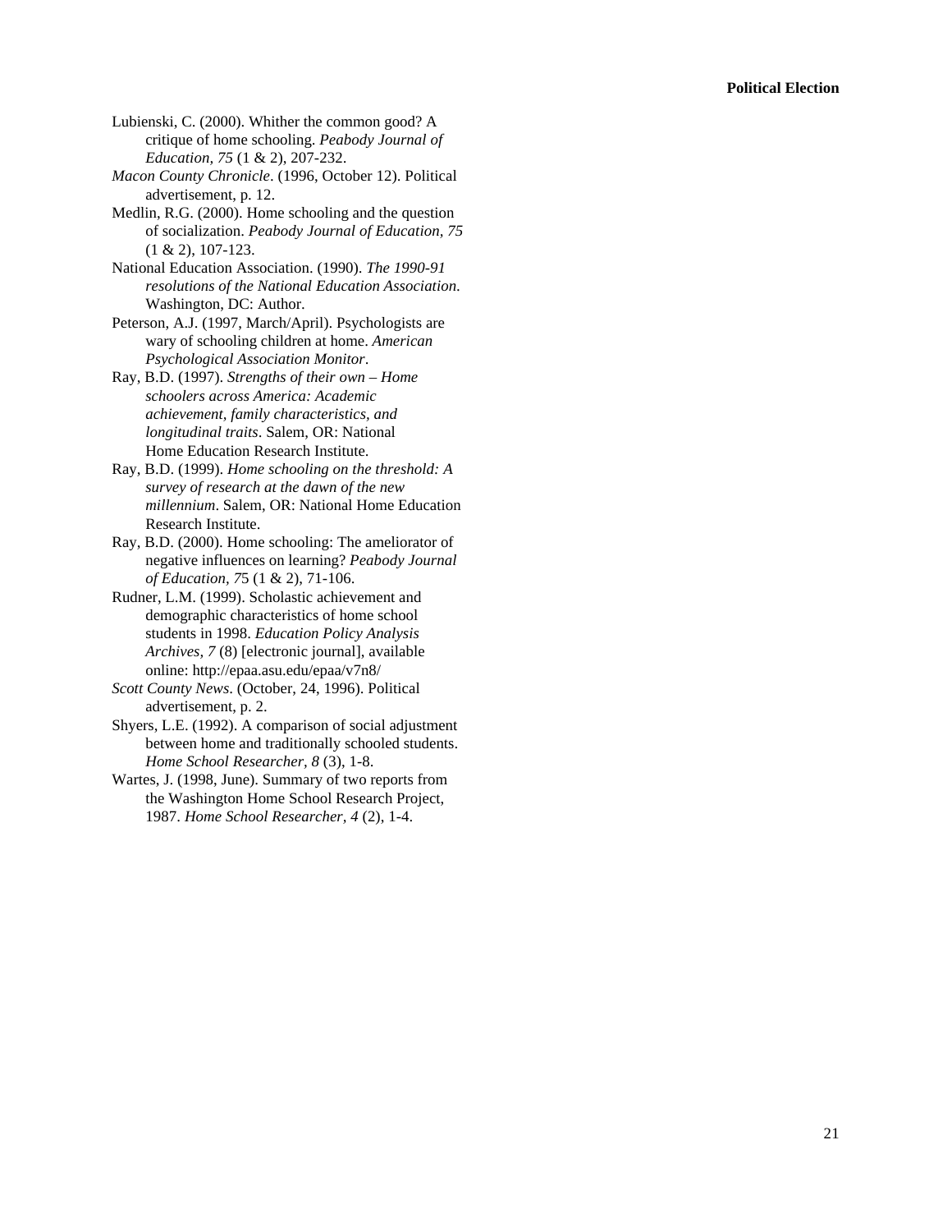Lubienski, C. (2000). Whither the common good? A critique of home schooling. *Peabody Journal of Education, 75* (1 & 2), 207-232.

*Macon County Chronicle*. (1996, October 12). Political advertisement, p. 12.

Medlin, R.G. (2000). Home schooling and the question of socialization. *Peabody Journal of Education, 75* (1 & 2), 107-123.

National Education Association. (1990). *The 1990-91 resolutions of the National Education Association.* Washington, DC: Author.

Peterson, A.J. (1997, March/April). Psychologists are wary of schooling children at home. *American Psychological Association Monitor*.

Ray, B.D. (1997). *Strengths of their own – Home schoolers across America: Academic achievement, family characteristics, and longitudinal traits*. Salem, OR: National Home Education Research Institute.

Ray, B.D. (1999). *Home schooling on the threshold: A survey of research at the dawn of the new millennium*. Salem, OR: National Home Education Research Institute.

Ray, B.D. (2000). Home schooling: The ameliorator of negative influences on learning? *Peabody Journal of Education, 7*5 (1 & 2), 71-106.

Rudner, L.M. (1999). Scholastic achievement and demographic characteristics of home school students in 1998. *Education Policy Analysis Archives, 7* (8) [electronic journal], available online: http://epaa.asu.edu/epaa/v7n8/

*Scott County News*. (October, 24, 1996). Political advertisement, p. 2.

Shyers, L.E. (1992). A comparison of social adjustment between home and traditionally schooled students. *Home School Researcher, 8* (3), 1-8.

Wartes, J. (1998, June). Summary of two reports from the Washington Home School Research Project, 1987. *Home School Researcher, 4* (2), 1-4.